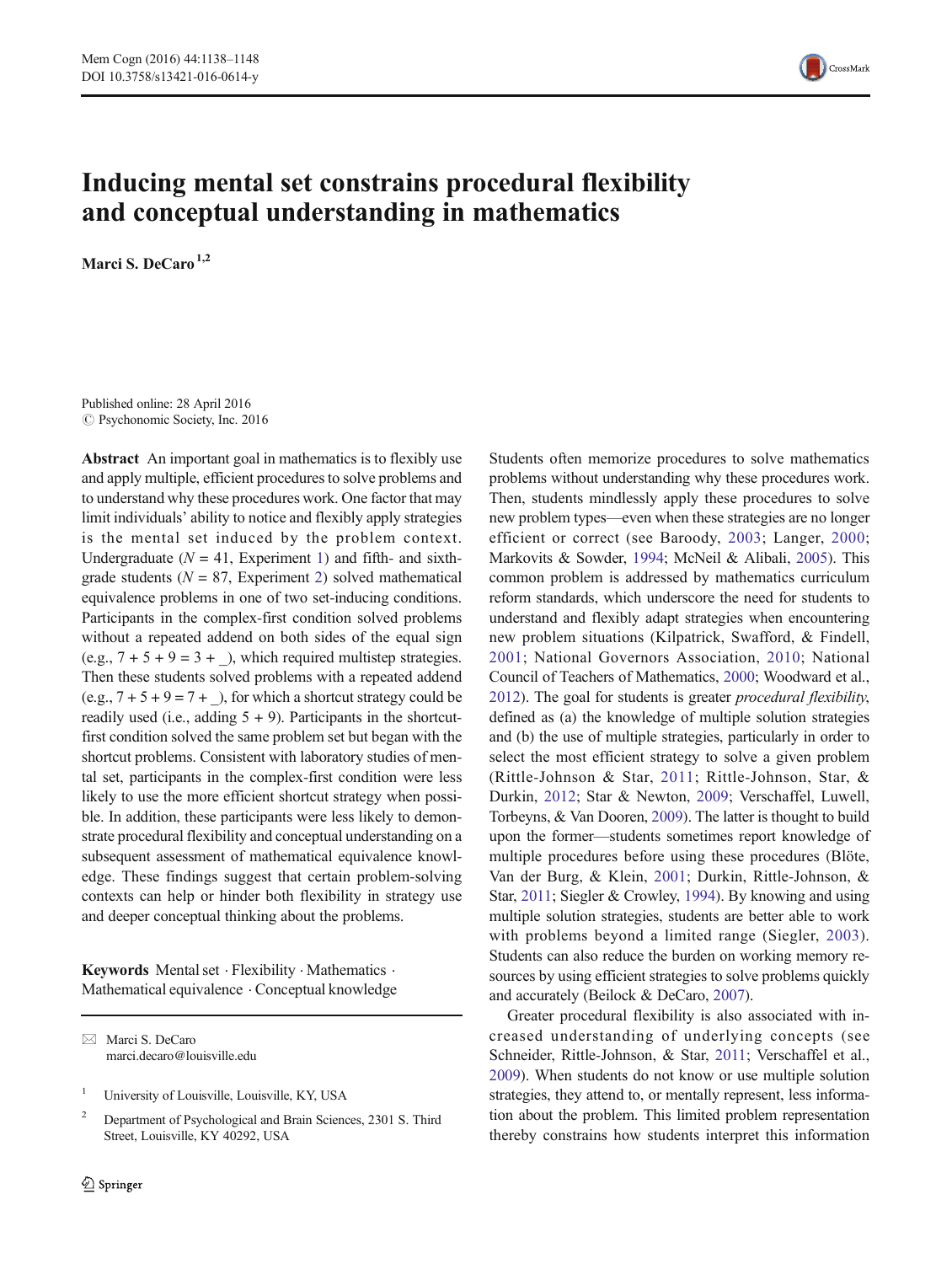# Inducing mental set constrains procedural flexibility and conceptual understanding in mathematics

**Marci S. DeCaro**[1,2]

Published online: 28 April 2016
© Psychonomic Society, Inc. 2016

**Abstract** An important goal in mathematics is to flexibly use and apply multiple, efficient procedures to solve problems and to understand why these procedures work. One factor that may limit individuals' ability to notice and flexibly apply strategies is the mental set induced by the problem context. Undergraduate (*N* = 41, Experiment 1) and fifth- and sixth-grade students (*N* = 87, Experiment 2) solved mathematical equivalence problems in one of two set-inducing conditions. Participants in the complex-first condition solved problems without a repeated addend on both sides of the equal sign (e.g., 7 + 5 + 9 = 3 + _), which required multistep strategies. Then these students solved problems with a repeated addend (e.g., 7 + 5 + 9 = 7 + _), for which a shortcut strategy could be readily used (i.e., adding 5 + 9). Participants in the shortcut-first condition solved the same problem set but began with the shortcut problems. Consistent with laboratory studies of mental set, participants in the complex-first condition were less likely to use the more efficient shortcut strategy when possible. In addition, these participants were less likely to demonstrate procedural flexibility and conceptual understanding on a subsequent assessment of mathematical equivalence knowledge. These findings suggest that certain problem-solving contexts can help or hinder both flexibility in strategy use and deeper conceptual thinking about the problems.

**Keywords** Mental set · Flexibility · Mathematics · Mathematical equivalence · Conceptual knowledge

✉ Marci S. DeCaro
marci.decaro@louisville.edu

[1] University of Louisville, Louisville, KY, USA

[2] Department of Psychological and Brain Sciences, 2301 S. Third Street, Louisville, KY 40292, USA

Students often memorize procedures to solve mathematics problems without understanding why these procedures work. Then, students mindlessly apply these procedures to solve new problem types—even when these strategies are no longer efficient or correct (see Baroody, 2003; Langer, 2000; Markovits & Sowder, 1994; McNeil & Alibali, 2005). This common problem is addressed by mathematics curriculum reform standards, which underscore the need for students to understand and flexibly adapt strategies when encountering new problem situations (Kilpatrick, Swafford, & Findell, 2001; National Governors Association, 2010; National Council of Teachers of Mathematics, 2000; Woodward et al., 2012). The goal for students is greater *procedural flexibility*, defined as (a) the knowledge of multiple solution strategies and (b) the use of multiple strategies, particularly in order to select the most efficient strategy to solve a given problem (Rittle-Johnson & Star, 2011; Rittle-Johnson, Star, & Durkin, 2012; Star & Newton, 2009; Verschaffel, Luwell, Torbeyns, & Van Dooren, 2009). The latter is thought to build upon the former—students sometimes report knowledge of multiple procedures before using these procedures (Blöte, Van der Burg, & Klein, 2001; Durkin, Rittle-Johnson, & Star, 2011; Siegler & Crowley, 1994). By knowing and using multiple solution strategies, students are better able to work with problems beyond a limited range (Siegler, 2003). Students can also reduce the burden on working memory resources by using efficient strategies to solve problems quickly and accurately (Beilock & DeCaro, 2007).

Greater procedural flexibility is also associated with increased understanding of underlying concepts (see Schneider, Rittle-Johnson, & Star, 2011; Verschaffel et al., 2009). When students do not know or use multiple solution strategies, they attend to, or mentally represent, less information about the problem. This limited problem representation thereby constrains how students interpret this information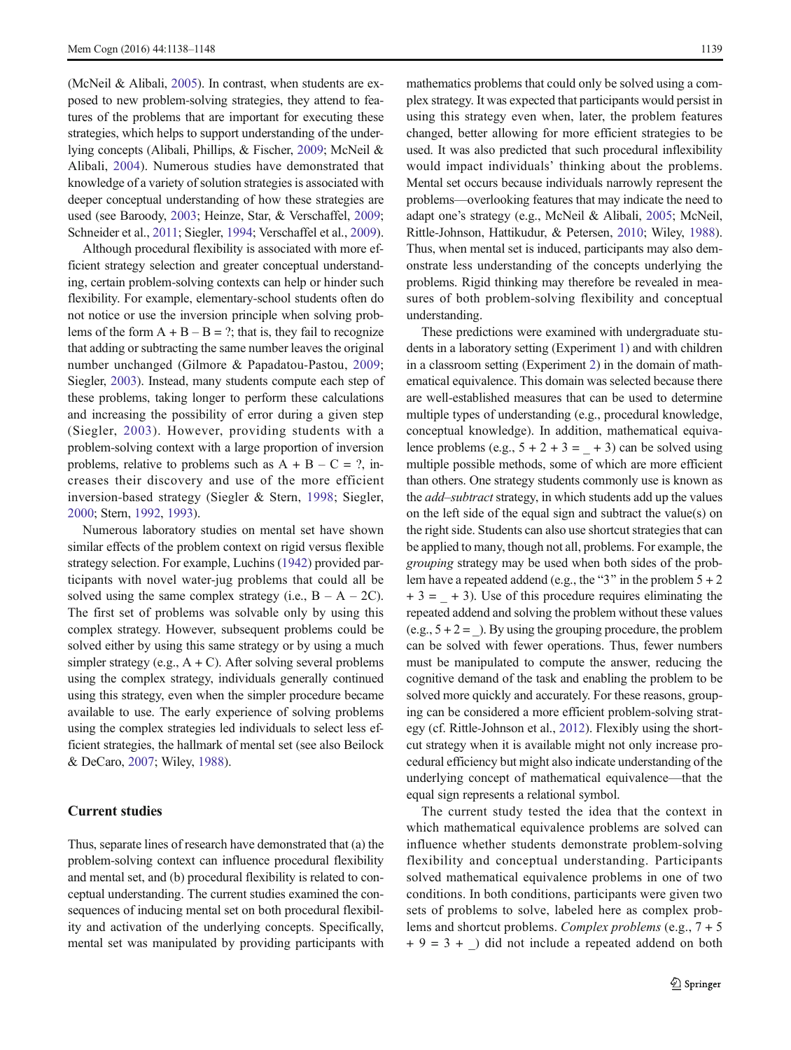(McNeil & Alibali, 2005). In contrast, when students are exposed to new problem-solving strategies, they attend to features of the problems that are important for executing these strategies, which helps to support understanding of the underlying concepts (Alibali, Phillips, & Fischer, 2009; McNeil & Alibali, 2004). Numerous studies have demonstrated that knowledge of a variety of solution strategies is associated with deeper conceptual understanding of how these strategies are used (see Baroody, 2003; Heinze, Star, & Verschaffel, 2009; Schneider et al., 2011; Siegler, 1994; Verschaffel et al., 2009).

Although procedural flexibility is associated with more efficient strategy selection and greater conceptual understanding, certain problem-solving contexts can help or hinder such flexibility. For example, elementary-school students often do not notice or use the inversion principle when solving problems of the form $A + B - B = ?$; that is, they fail to recognize that adding or subtracting the same number leaves the original number unchanged (Gilmore & Papadatou-Pastou, 2009; Siegler, 2003). Instead, many students compute each step of these problems, taking longer to perform these calculations and increasing the possibility of error during a given step (Siegler, 2003). However, providing students with a problem-solving context with a large proportion of inversion problems, relative to problems such as $A + B - C = ?$, increases their discovery and use of the more efficient inversion-based strategy (Siegler & Stern, 1998; Siegler, 2000; Stern, 1992, 1993).

Numerous laboratory studies on mental set have shown similar effects of the problem context on rigid versus flexible strategy selection. For example, Luchins (1942) provided participants with novel water-jug problems that could all be solved using the same complex strategy (i.e., $B - A - 2C$). The first set of problems was solvable only by using this complex strategy. However, subsequent problems could be solved either by using this same strategy or by using a much simpler strategy (e.g., $A + C$). After solving several problems using the complex strategy, individuals generally continued using this strategy, even when the simpler procedure became available to use. The early experience of solving problems using the complex strategies led individuals to select less efficient strategies, the hallmark of mental set (see also Beilock & DeCaro, 2007; Wiley, 1988).

## Current studies

Thus, separate lines of research have demonstrated that (a) the problem-solving context can influence procedural flexibility and mental set, and (b) procedural flexibility is related to conceptual understanding. The current studies examined the consequences of inducing mental set on both procedural flexibility and activation of the underlying concepts. Specifically, mental set was manipulated by providing participants with mathematics problems that could only be solved using a complex strategy. It was expected that participants would persist in using this strategy even when, later, the problem features changed, better allowing for more efficient strategies to be used. It was also predicted that such procedural inflexibility would impact individuals' thinking about the problems. Mental set occurs because individuals narrowly represent the problems—overlooking features that may indicate the need to adapt one's strategy (e.g., McNeil & Alibali, 2005; McNeil, Rittle-Johnson, Hattikudur, & Petersen, 2010; Wiley, 1988). Thus, when mental set is induced, participants may also demonstrate less understanding of the concepts underlying the problems. Rigid thinking may therefore be revealed in measures of both problem-solving flexibility and conceptual understanding.

These predictions were examined with undergraduate students in a laboratory setting (Experiment 1) and with children in a classroom setting (Experiment 2) in the domain of mathematical equivalence. This domain was selected because there are well-established measures that can be used to determine multiple types of understanding (e.g., procedural knowledge, conceptual knowledge). In addition, mathematical equivalence problems (e.g., $5 + 2 + 3 = \_ + 3$) can be solved using multiple possible methods, some of which are more efficient than others. One strategy students commonly use is known as the *add–subtract* strategy, in which students add up the values on the left side of the equal sign and subtract the value(s) on the right side. Students can also use shortcut strategies that can be applied to many, though not all, problems. For example, the *grouping* strategy may be used when both sides of the problem have a repeated addend (e.g., the "3" in the problem $5 + 2 + 3 = \_ + 3$). Use of this procedure requires eliminating the repeated addend and solving the problem without these values (e.g., $5 + 2 = \_$). By using the grouping procedure, the problem can be solved with fewer operations. Thus, fewer numbers must be manipulated to compute the answer, reducing the cognitive demand of the task and enabling the problem to be solved more quickly and accurately. For these reasons, grouping can be considered a more efficient problem-solving strategy (cf. Rittle-Johnson et al., 2012). Flexibly using the shortcut strategy when it is available might not only increase procedural efficiency but might also indicate understanding of the underlying concept of mathematical equivalence—that the equal sign represents a relational symbol.

The current study tested the idea that the context in which mathematical equivalence problems are solved can influence whether students demonstrate problem-solving flexibility and conceptual understanding. Participants solved mathematical equivalence problems in one of two conditions. In both conditions, participants were given two sets of problems to solve, labeled here as complex problems and shortcut problems. *Complex problems* (e.g., $7 + 5 + 9 = 3 + \_$) did not include a repeated addend on both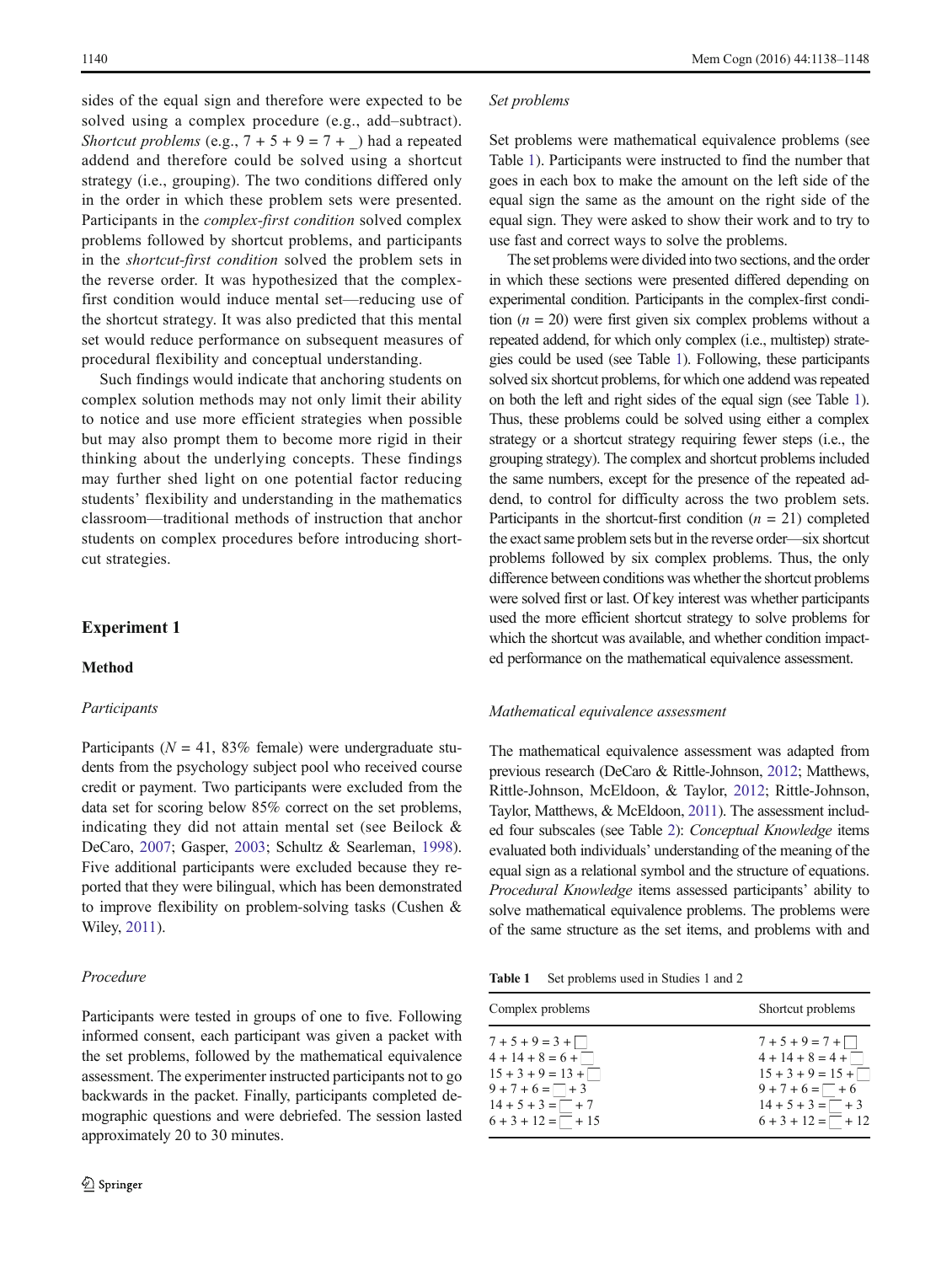sides of the equal sign and therefore were expected to be solved using a complex procedure (e.g., add–subtract). *Shortcut problems* (e.g., 7 + 5 + 9 = 7 + _) had a repeated addend and therefore could be solved using a shortcut strategy (i.e., grouping). The two conditions differed only in the order in which these problem sets were presented. Participants in the *complex-first condition* solved complex problems followed by shortcut problems, and participants in the *shortcut-first condition* solved the problem sets in the reverse order. It was hypothesized that the complex-first condition would induce mental set—reducing use of the shortcut strategy. It was also predicted that this mental set would reduce performance on subsequent measures of procedural flexibility and conceptual understanding.

Such findings would indicate that anchoring students on complex solution methods may not only limit their ability to notice and use more efficient strategies when possible but may also prompt them to become more rigid in their thinking about the underlying concepts. These findings may further shed light on one potential factor reducing students' flexibility and understanding in the mathematics classroom—traditional methods of instruction that anchor students on complex procedures before introducing shortcut strategies.

## Experiment 1

### Method

#### *Participants*

Participants ($N$ = 41, 83% female) were undergraduate students from the psychology subject pool who received course credit or payment. Two participants were excluded from the data set for scoring below 85% correct on the set problems, indicating they did not attain mental set (see Beilock & DeCaro, 2007; Gasper, 2003; Schultz & Searleman, 1998). Five additional participants were excluded because they reported that they were bilingual, which has been demonstrated to improve flexibility on problem-solving tasks (Cushen & Wiley, 2011).

#### *Procedure*

Participants were tested in groups of one to five. Following informed consent, each participant was given a packet with the set problems, followed by the mathematical equivalence assessment. The experimenter instructed participants not to go backwards in the packet. Finally, participants completed demographic questions and were debriefed. The session lasted approximately 20 to 30 minutes.

#### *Set problems*

Set problems were mathematical equivalence problems (see Table 1). Participants were instructed to find the number that goes in each box to make the amount on the left side of the equal sign the same as the amount on the right side of the equal sign. They were asked to show their work and to try to use fast and correct ways to solve the problems.

The set problems were divided into two sections, and the order in which these sections were presented differed depending on experimental condition. Participants in the complex-first condition ($n$ = 20) were first given six complex problems without a repeated addend, for which only complex (i.e., multistep) strategies could be used (see Table 1). Following, these participants solved six shortcut problems, for which one addend was repeated on both the left and right sides of the equal sign (see Table 1). Thus, these problems could be solved using either a complex strategy or a shortcut strategy requiring fewer steps (i.e., the grouping strategy). The complex and shortcut problems included the same numbers, except for the presence of the repeated addend, to control for difficulty across the two problem sets. Participants in the shortcut-first condition ($n$ = 21) completed the exact same problem sets but in the reverse order—six shortcut problems followed by six complex problems. Thus, the only difference between conditions was whether the shortcut problems were solved first or last. Of key interest was whether participants used the more efficient shortcut strategy to solve problems for which the shortcut was available, and whether condition impacted performance on the mathematical equivalence assessment.

#### *Mathematical equivalence assessment*

The mathematical equivalence assessment was adapted from previous research (DeCaro & Rittle-Johnson, 2012; Matthews, Rittle-Johnson, McEldoon, & Taylor, 2012; Rittle-Johnson, Taylor, Matthews, & McEldoon, 2011). The assessment included four subscales (see Table 2): *Conceptual Knowledge* items evaluated both individuals' understanding of the meaning of the equal sign as a relational symbol and the structure of equations. *Procedural Knowledge* items assessed participants' ability to solve mathematical equivalence problems. The problems were of the same structure as the set items, and problems with and

**Table 1** Set problems used in Studies 1 and 2

| Complex problems | Shortcut problems |
|---|---|
| 7 + 5 + 9 = 3 + ☐ | 7 + 5 + 9 = 7 + ☐ |
| 4 + 14 + 8 = 6 + ☐ | 4 + 14 + 8 = 4 + ☐ |
| 15 + 3 + 9 = 13 + ☐ | 15 + 3 + 9 = 15 + ☐ |
| 9 + 7 + 6 = ☐ + 3 | 9 + 7 + 6 = ☐ + 6 |
| 14 + 5 + 3 = ☐ + 7 | 14 + 5 + 3 = ☐ + 3 |
| 6 + 3 + 12 = ☐ + 15 | 6 + 3 + 12 = ☐ + 12 |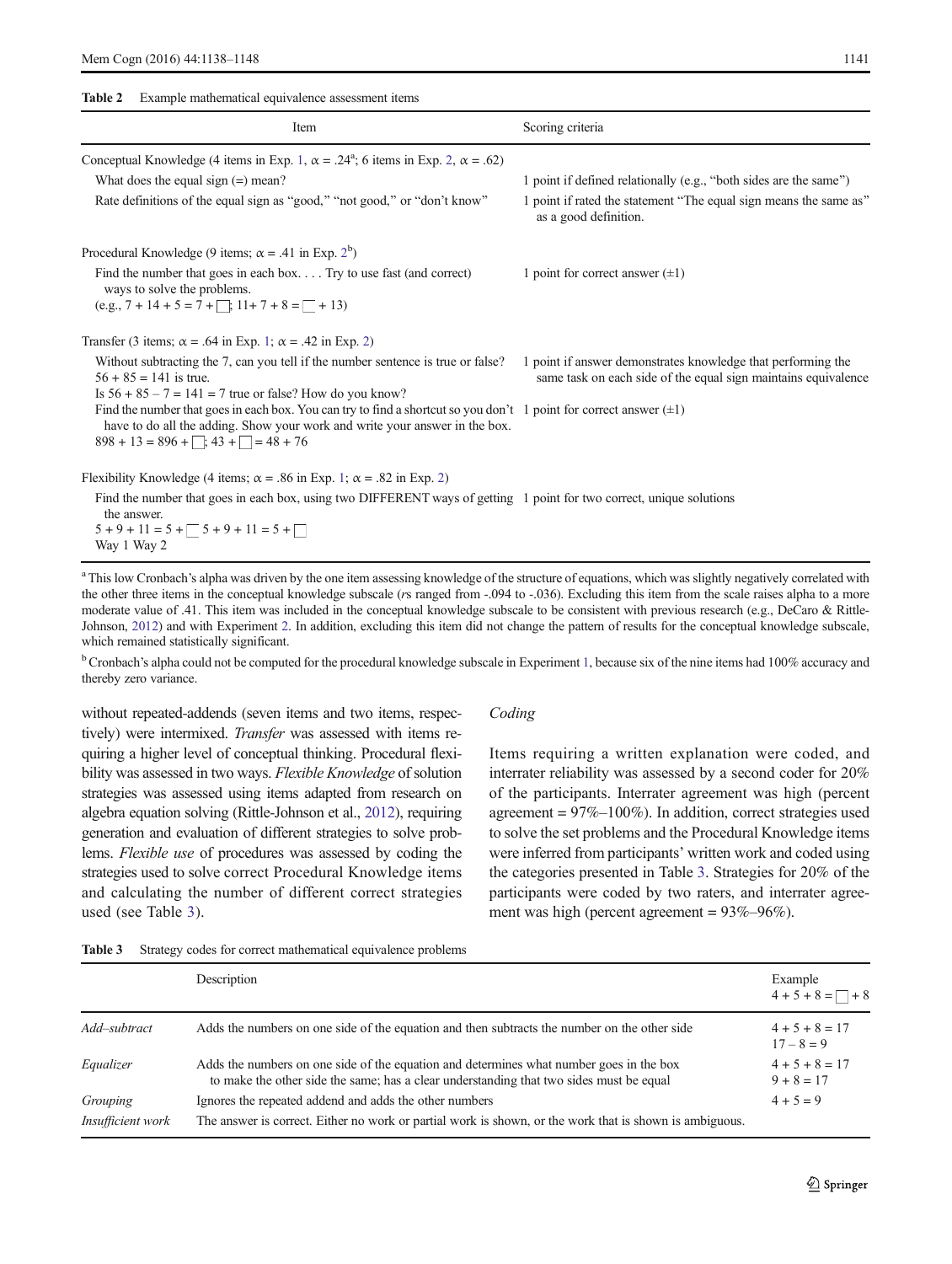**Table 2** Example mathematical equivalence assessment items

| Item | Scoring criteria |
|---|---|
| Conceptual Knowledge (4 items in Exp. 1, α = .24[a]; 6 items in Exp. 2, α = .62) | |
| What does the equal sign (=) mean? | 1 point if defined relationally (e.g., "both sides are the same") |
| Rate definitions of the equal sign as "good," "not good," or "don't know" | 1 point if rated the statement "The equal sign means the same as" as a good definition. |
| Procedural Knowledge (9 items; α = .41 in Exp. 2[b]) | |
| Find the number that goes in each box. . . . Try to use fast (and correct) ways to solve the problems. (e.g., 7 + 14 + 5 = 7 + ☐; 11+ 7 + 8 = ☐ + 13) | 1 point for correct answer (±1) |
| Transfer (3 items; α = .64 in Exp. 1; α = .42 in Exp. 2) | |
| Without subtracting the 7, can you tell if the number sentence is true or false? 56 + 85 = 141 is true. Is 56 + 85 – 7 = 141 = 7 true or false? How do you know? | 1 point if answer demonstrates knowledge that performing the same task on each side of the equal sign maintains equivalence |
| Find the number that goes in each box. You can try to find a shortcut so you don't have to do all the adding. Show your work and write your answer in the box. 898 + 13 = 896 + ☐; 43 + ☐ = 48 + 76 | 1 point for correct answer (±1) |
| Flexibility Knowledge (4 items; α = .86 in Exp. 1; α = .82 in Exp. 2) | |
| Find the number that goes in each box, using two DIFFERENT ways of getting the answer. 5 + 9 + 11 = 5 + ☐ 5 + 9 + 11 = 5 + ☐ Way 1 Way 2 | 1 point for two correct, unique solutions |

[a] This low Cronbach's alpha was driven by the one item assessing knowledge of the structure of equations, which was slightly negatively correlated with the other three items in the conceptual knowledge subscale (*r*s ranged from -.094 to -.036). Excluding this item from the scale raises alpha to a more moderate value of .41. This item was included in the conceptual knowledge subscale to be consistent with previous research (e.g., DeCaro & Rittle-Johnson, 2012) and with Experiment 2. In addition, excluding this item did not change the pattern of results for the conceptual knowledge subscale, which remained statistically significant.

[b] Cronbach's alpha could not be computed for the procedural knowledge subscale in Experiment 1, because six of the nine items had 100% accuracy and thereby zero variance.

without repeated-addends (seven items and two items, respectively) were intermixed. *Transfer* was assessed with items requiring a higher level of conceptual thinking. Procedural flexibility was assessed in two ways. *Flexible Knowledge* of solution strategies was assessed using items adapted from research on algebra equation solving (Rittle-Johnson et al., 2012), requiring generation and evaluation of different strategies to solve problems. *Flexible use* of procedures was assessed by coding the strategies used to solve correct Procedural Knowledge items and calculating the number of different correct strategies used (see Table 3).

### Coding

Items requiring a written explanation were coded, and interrater reliability was assessed by a second coder for 20% of the participants. Interrater agreement was high (percent agreement = 97%–100%). In addition, correct strategies used to solve the set problems and the Procedural Knowledge items were inferred from participants' written work and coded using the categories presented in Table 3. Strategies for 20% of the participants were coded by two raters, and interrater agreement was high (percent agreement = 93%–96%).

**Table 3** Strategy codes for correct mathematical equivalence problems

| | Description | Example 4 + 5 + 8 = ☐ + 8 |
|---|---|---|
| *Add–subtract* | Adds the numbers on one side of the equation and then subtracts the number on the other side | 4 + 5 + 8 = 17 17 – 8 = 9 |
| *Equalizer* | Adds the numbers on one side of the equation and determines what number goes in the box to make the other side the same; has a clear understanding that two sides must be equal | 4 + 5 + 8 = 17 9 + 8 = 17 |
| *Grouping* | Ignores the repeated addend and adds the other numbers | 4 + 5 = 9 |
| *Insufficient work* | The answer is correct. Either no work or partial work is shown, or the work that is shown is ambiguous. | |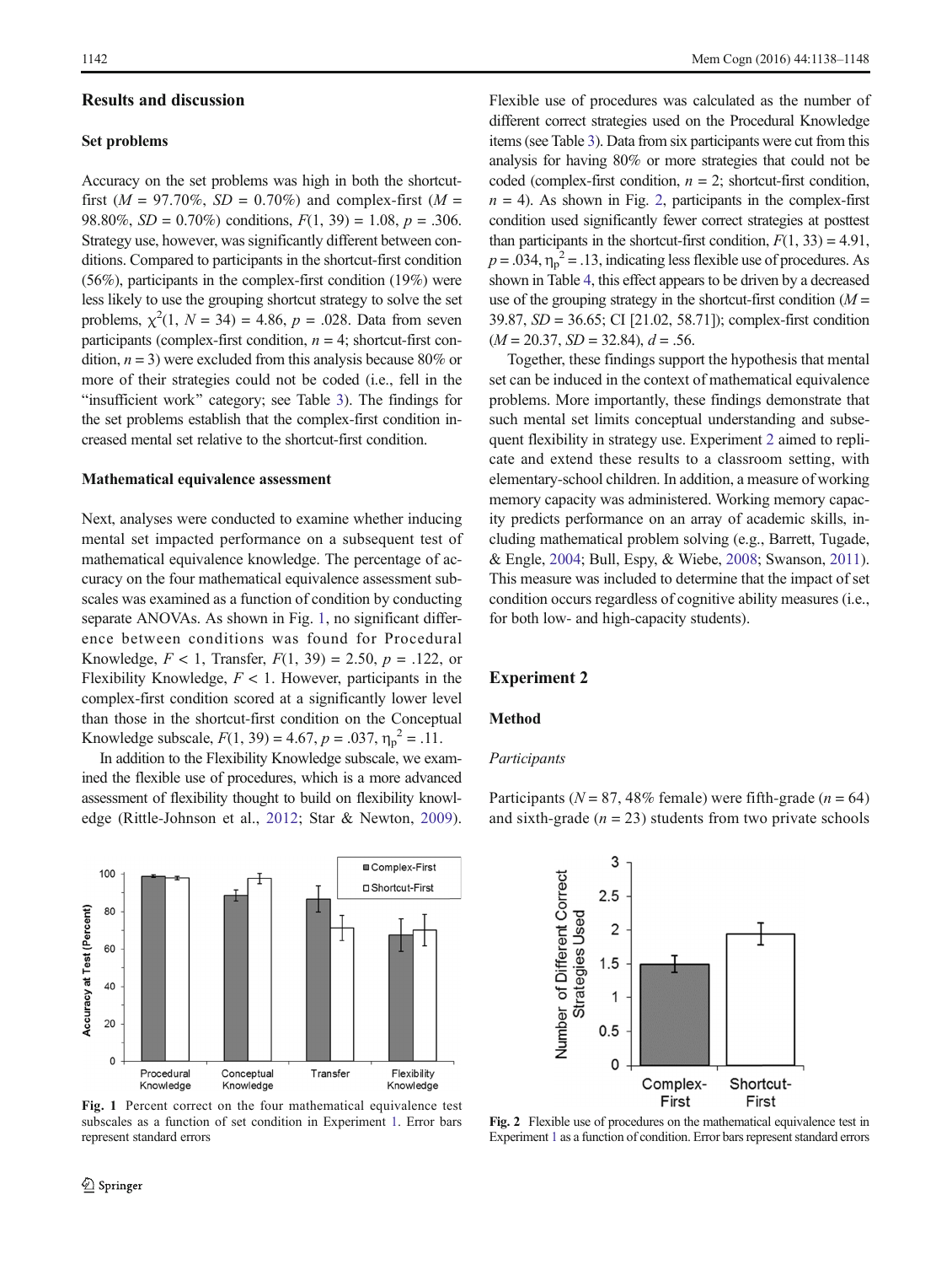## Results and discussion

### Set problems

Accuracy on the set problems was high in both the shortcut-first ($M$ = 97.70%, $SD$ = 0.70%) and complex-first ($M$ = 98.80%, $SD$ = 0.70%) conditions, $F(1, 39) = 1.08$, $p = .306$. Strategy use, however, was significantly different between conditions. Compared to participants in the shortcut-first condition (56%), participants in the complex-first condition (19%) were less likely to use the grouping shortcut strategy to solve the set problems, $\chi^2(1, N = 34) = 4.86$, $p = .028$. Data from seven participants (complex-first condition, $n = 4$; shortcut-first condition, $n = 3$) were excluded from this analysis because 80% or more of their strategies could not be coded (i.e., fell in the "insufficient work" category; see Table 3). The findings for the set problems establish that the complex-first condition increased mental set relative to the shortcut-first condition.

### Mathematical equivalence assessment

Next, analyses were conducted to examine whether inducing mental set impacted performance on a subsequent test of mathematical equivalence knowledge. The percentage of accuracy on the four mathematical equivalence assessment subscales was examined as a function of condition by conducting separate ANOVAs. As shown in Fig. 1, no significant difference between conditions was found for Procedural Knowledge, $F < 1$, Transfer, $F(1, 39) = 2.50$, $p = .122$, or Flexibility Knowledge, $F < 1$. However, participants in the complex-first condition scored at a significantly lower level than those in the shortcut-first condition on the Conceptual Knowledge subscale, $F(1, 39) = 4.67$, $p = .037$, $\eta_p^2 = .11$.

In addition to the Flexibility Knowledge subscale, we examined the flexible use of procedures, which is a more advanced assessment of flexibility thought to build on flexibility knowledge (Rittle-Johnson et al., 2012; Star & Newton, 2009). Flexible use of procedures was calculated as the number of different correct strategies used on the Procedural Knowledge items (see Table 3). Data from six participants were cut from this analysis for having 80% or more strategies that could not be coded (complex-first condition, $n = 2$; shortcut-first condition, $n = 4$). As shown in Fig. 2, participants in the complex-first condition used significantly fewer correct strategies at posttest than participants in the shortcut-first condition, $F(1, 33) = 4.91$, $p = .034$, $\eta_p^2 = .13$, indicating less flexible use of procedures. As shown in Table 4, this effect appears to be driven by a decreased use of the grouping strategy in the shortcut-first condition ($M$ = 39.87, $SD$ = 36.65; CI [21.02, 58.71]); complex-first condition ($M$ = 20.37, $SD$ = 32.84), $d$ = .56.

Together, these findings support the hypothesis that mental set can be induced in the context of mathematical equivalence problems. More importantly, these findings demonstrate that such mental set limits conceptual understanding and subsequent flexibility in strategy use. Experiment 2 aimed to replicate and extend these results to a classroom setting, with elementary-school children. In addition, a measure of working memory capacity was administered. Working memory capacity predicts performance on an array of academic skills, including mathematical problem solving (e.g., Barrett, Tugade, & Engle, 2004; Bull, Espy, & Wiebe, 2008; Swanson, 2011). This measure was included to determine that the impact of set condition occurs regardless of cognitive ability measures (i.e., for both low- and high-capacity students).

**Fig. 1** Percent correct on the four mathematical equivalence test subscales as a function of set condition in Experiment 1. Error bars represent standard errors

**Fig. 2** Flexible use of procedures on the mathematical equivalence test in Experiment 1 as a function of condition. Error bars represent standard errors

## Experiment 2

### Method

#### *Participants*

Participants ($N$ = 87, 48% female) were fifth-grade ($n$ = 64) and sixth-grade ($n$ = 23) students from two private schools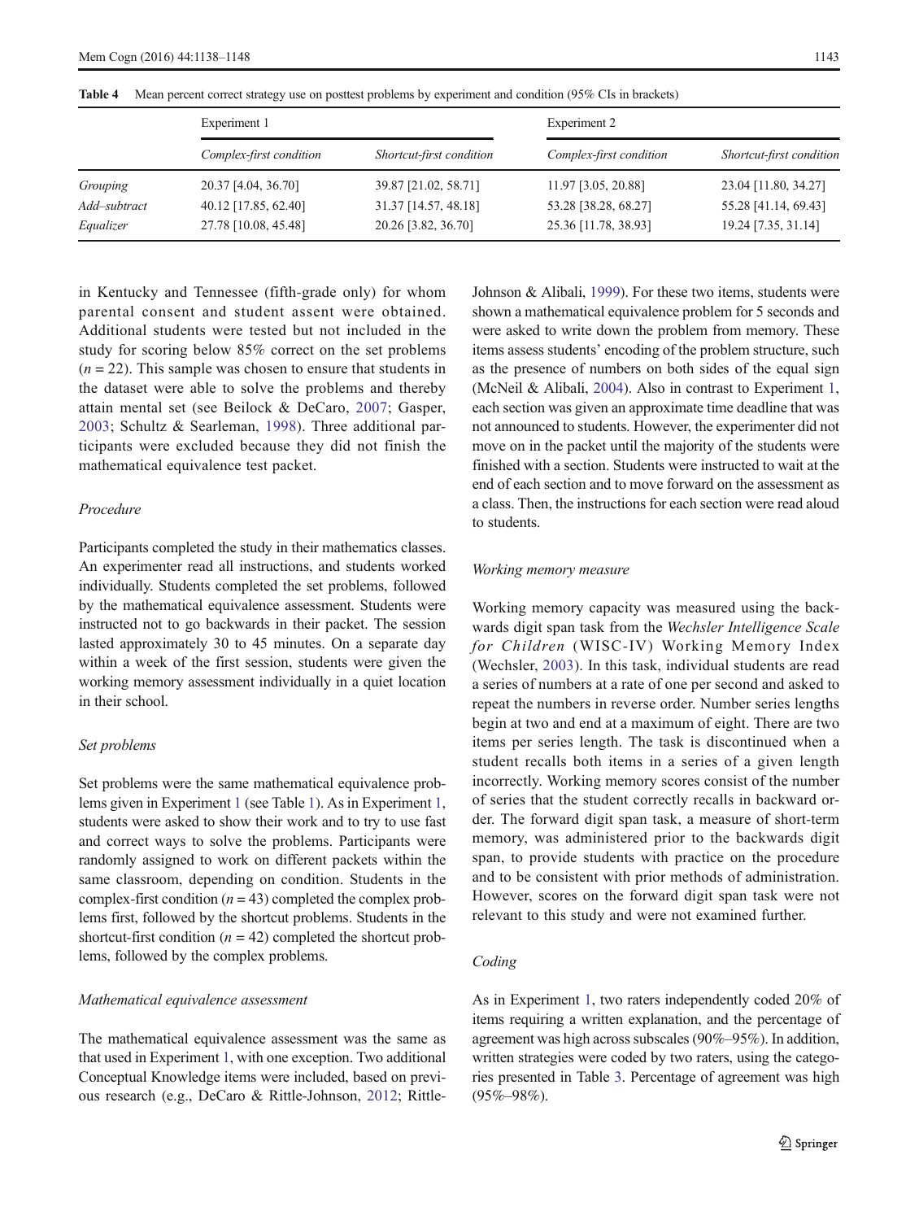**Table 4** Mean percent correct strategy use on posttest problems by experiment and condition (95% CIs in brackets)

| | Experiment 1 | | Experiment 2 | |
|---|---|---|---|---|
| | *Complex-first condition* | *Shortcut-first condition* | *Complex-first condition* | *Shortcut-first condition* |
| *Grouping* | 20.37 [4.04, 36.70] | 39.87 [21.02, 58.71] | 11.97 [3.05, 20.88] | 23.04 [11.80, 34.27] |
| *Add–subtract* | 40.12 [17.85, 62.40] | 31.37 [14.57, 48.18] | 53.28 [38.28, 68.27] | 55.28 [41.14, 69.43] |
| *Equalizer* | 27.78 [10.08, 45.48] | 20.26 [3.82, 36.70] | 25.36 [11.78, 38.93] | 19.24 [7.35, 31.14] |

in Kentucky and Tennessee (fifth-grade only) for whom parental consent and student assent were obtained. Additional students were tested but not included in the study for scoring below 85% correct on the set problems ($n = 22$). This sample was chosen to ensure that students in the dataset were able to solve the problems and thereby attain mental set (see Beilock & DeCaro, 2007; Gasper, 2003; Schultz & Searleman, 1998). Three additional participants were excluded because they did not finish the mathematical equivalence test packet.

### Procedure

Participants completed the study in their mathematics classes. An experimenter read all instructions, and students worked individually. Students completed the set problems, followed by the mathematical equivalence assessment. Students were instructed not to go backwards in their packet. The session lasted approximately 30 to 45 minutes. On a separate day within a week of the first session, students were given the working memory assessment individually in a quiet location in their school.

### Set problems

Set problems were the same mathematical equivalence problems given in Experiment 1 (see Table 1). As in Experiment 1, students were asked to show their work and to try to use fast and correct ways to solve the problems. Participants were randomly assigned to work on different packets within the same classroom, depending on condition. Students in the complex-first condition ($n = 43$) completed the complex problems first, followed by the shortcut problems. Students in the shortcut-first condition ($n = 42$) completed the shortcut problems, followed by the complex problems.

### Mathematical equivalence assessment

The mathematical equivalence assessment was the same as that used in Experiment 1, with one exception. Two additional Conceptual Knowledge items were included, based on previous research (e.g., DeCaro & Rittle-Johnson, 2012; Rittle-Johnson & Alibali, 1999). For these two items, students were shown a mathematical equivalence problem for 5 seconds and were asked to write down the problem from memory. These items assess students' encoding of the problem structure, such as the presence of numbers on both sides of the equal sign (McNeil & Alibali, 2004). Also in contrast to Experiment 1, each section was given an approximate time deadline that was not announced to students. However, the experimenter did not move on in the packet until the majority of the students were finished with a section. Students were instructed to wait at the end of each section and to move forward on the assessment as a class. Then, the instructions for each section were read aloud to students.

### Working memory measure

Working memory capacity was measured using the backwards digit span task from the *Wechsler Intelligence Scale for Children* (WISC-IV) Working Memory Index (Wechsler, 2003). In this task, individual students are read a series of numbers at a rate of one per second and asked to repeat the numbers in reverse order. Number series lengths begin at two and end at a maximum of eight. There are two items per series length. The task is discontinued when a student recalls both items in a series of a given length incorrectly. Working memory scores consist of the number of series that the student correctly recalls in backward order. The forward digit span task, a measure of short-term memory, was administered prior to the backwards digit span, to provide students with practice on the procedure and to be consistent with prior methods of administration. However, scores on the forward digit span task were not relevant to this study and were not examined further.

### Coding

As in Experiment 1, two raters independently coded 20% of items requiring a written explanation, and the percentage of agreement was high across subscales (90%–95%). In addition, written strategies were coded by two raters, using the categories presented in Table 3. Percentage of agreement was high (95%–98%).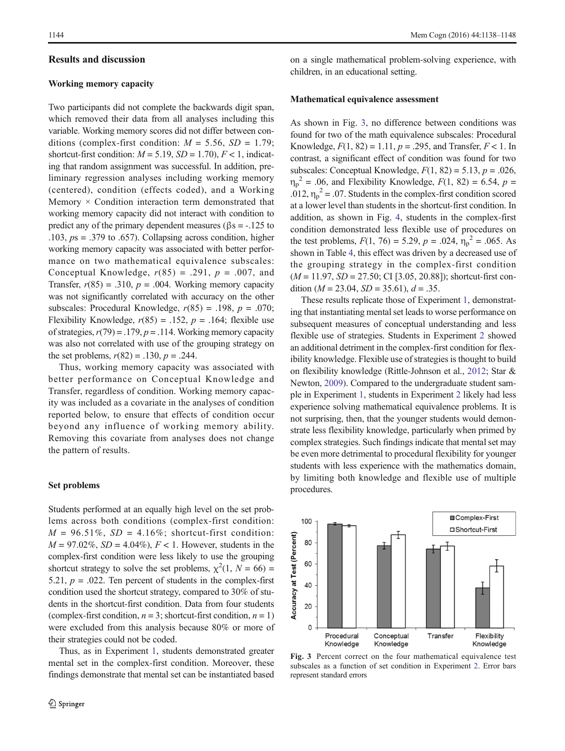## Results and discussion

### Working memory capacity

Two participants did not complete the backwards digit span, which removed their data from all analyses including this variable. Working memory scores did not differ between conditions (complex-first condition: $M$ = 5.56, $SD$ = 1.79; shortcut-first condition: $M$ = 5.19, $SD$ = 1.70), $F < 1$, indicating that random assignment was successful. In addition, preliminary regression analyses including working memory (centered), condition (effects coded), and a Working Memory × Condition interaction term demonstrated that working memory capacity did not interact with condition to predict any of the primary dependent measures (βs = -.125 to .103, $ps$ = .379 to .657). Collapsing across condition, higher working memory capacity was associated with better performance on two mathematical equivalence subscales: Conceptual Knowledge, $r(85)$ = .291, $p$ = .007, and Transfer, $r(85)$ = .310, $p$ = .004. Working memory capacity was not significantly correlated with accuracy on the other subscales: Procedural Knowledge, $r(85)$ = .198, $p$ = .070; Flexibility Knowledge, $r(85)$ = .152, $p$ = .164; flexible use of strategies, $r(79)$ = .179, $p$ = .114. Working memory capacity was also not correlated with use of the grouping strategy on the set problems, $r(82)$ = .130, $p$ = .244.

Thus, working memory capacity was associated with better performance on Conceptual Knowledge and Transfer, regardless of condition. Working memory capacity was included as a covariate in the analyses of condition reported below, to ensure that effects of condition occur beyond any influence of working memory ability. Removing this covariate from analyses does not change the pattern of results.

### Set problems

Students performed at an equally high level on the set problems across both conditions (complex-first condition: $M$ = 96.51%, $SD$ = 4.16%; shortcut-first condition: $M$ = 97.02%, $SD$ = 4.04%), $F < 1$. However, students in the complex-first condition were less likely to use the grouping shortcut strategy to solve the set problems, $\chi^2(1, N = 66)$ = 5.21, $p$ = .022. Ten percent of students in the complex-first condition used the shortcut strategy, compared to 30% of students in the shortcut-first condition. Data from four students (complex-first condition, $n$ = 3; shortcut-first condition, $n$ = 1) were excluded from this analysis because 80% or more of their strategies could not be coded.

Thus, as in Experiment 1, students demonstrated greater mental set in the complex-first condition. Moreover, these findings demonstrate that mental set can be instantiated based on a single mathematical problem-solving experience, with children, in an educational setting.

### Mathematical equivalence assessment

As shown in Fig. 3, no difference between conditions was found for two of the math equivalence subscales: Procedural Knowledge, $F(1, 82)$ = 1.11, $p$ = .295, and Transfer, $F < 1$. In contrast, a significant effect of condition was found for two subscales: Conceptual Knowledge, $F(1, 82)$ = 5.13, $p$ = .026, $\eta_p^2$ = .06, and Flexibility Knowledge, $F(1, 82)$ = 6.54, $p$ = .012, $\eta_p^2$ = .07. Students in the complex-first condition scored at a lower level than students in the shortcut-first condition. In addition, as shown in Fig. 4, students in the complex-first condition demonstrated less flexible use of procedures on the test problems, $F(1, 76)$ = 5.29, $p$ = .024, $\eta_p^2$ = .065. As shown in Table 4, this effect was driven by a decreased use of the grouping strategy in the complex-first condition ($M$ = 11.97, $SD$ = 27.50; CI [3.05, 20.88]); shortcut-first condition ($M$ = 23.04, $SD$ = 35.61), $d$ = .35.

These results replicate those of Experiment 1, demonstrating that instantiating mental set leads to worse performance on subsequent measures of conceptual understanding and less flexible use of strategies. Students in Experiment 2 showed an additional detriment in the complex-first condition for flexibility knowledge. Flexible use of strategies is thought to build on flexibility knowledge (Rittle-Johnson et al., 2012; Star & Newton, 2009). Compared to the undergraduate student sample in Experiment 1, students in Experiment 2 likely had less experience solving mathematical equivalence problems. It is not surprising, then, that the younger students would demonstrate less flexibility knowledge, particularly when primed by complex strategies. Such findings indicate that mental set may be even more detrimental to procedural flexibility for younger students with less experience with the mathematics domain, by limiting both knowledge and flexible use of multiple procedures.

**Fig. 3** Percent correct on the four mathematical equivalence test subscales as a function of set condition in Experiment 2. Error bars represent standard errors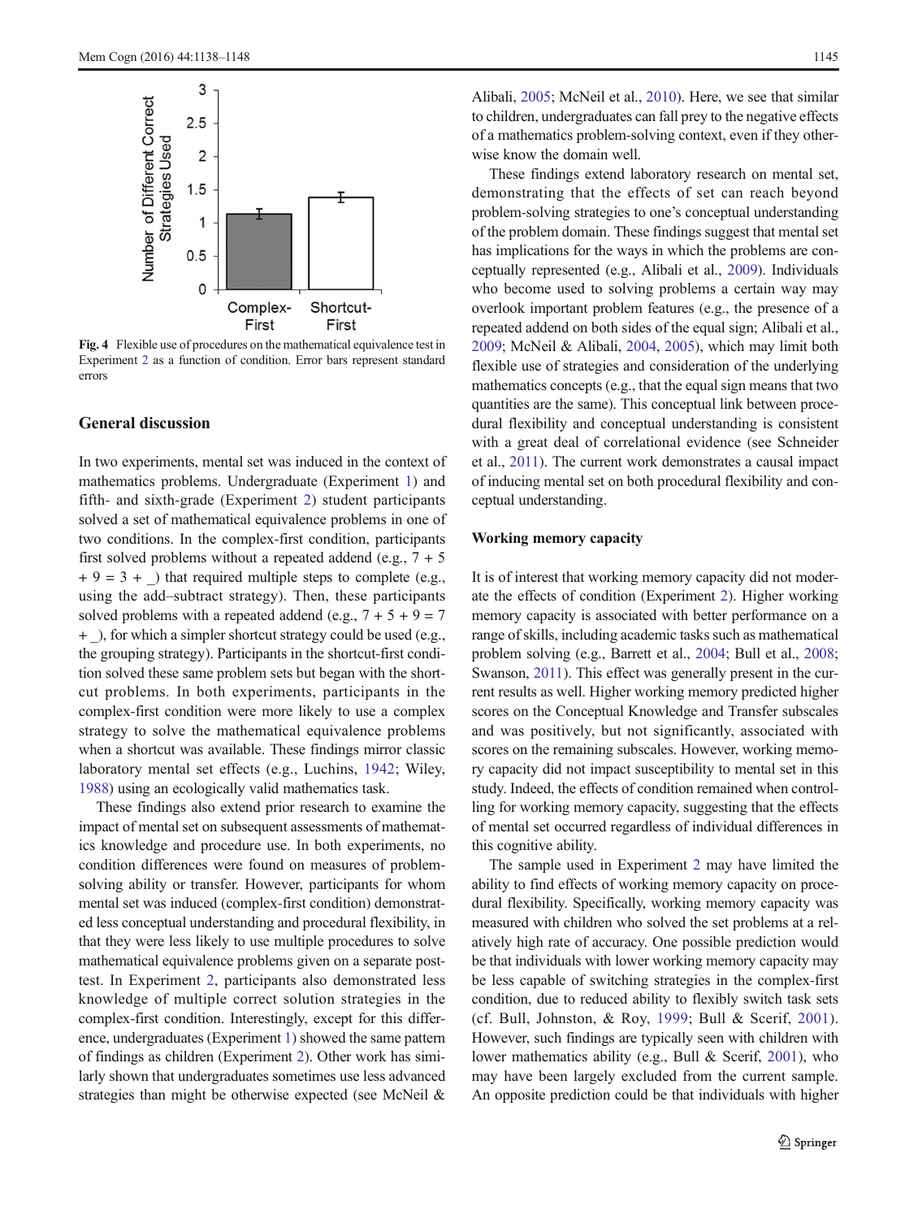Fig. 4 Flexible use of procedures on the mathematical equivalence test in Experiment 2 as a function of condition. Error bars represent standard errors

## General discussion

In two experiments, mental set was induced in the context of mathematics problems. Undergraduate (Experiment 1) and fifth- and sixth-grade (Experiment 2) student participants solved a set of mathematical equivalence problems in one of two conditions. In the complex-first condition, participants first solved problems without a repeated addend (e.g., 7 + 5 + 9 = 3 + _) that required multiple steps to complete (e.g., using the add–subtract strategy). Then, these participants solved problems with a repeated addend (e.g., 7 + 5 + 9 = 7 + _), for which a simpler shortcut strategy could be used (e.g., the grouping strategy). Participants in the shortcut-first condition solved these same problem sets but began with the shortcut problems. In both experiments, participants in the complex-first condition were more likely to use a complex strategy to solve the mathematical equivalence problems when a shortcut was available. These findings mirror classic laboratory mental set effects (e.g., Luchins, 1942; Wiley, 1988) using an ecologically valid mathematics task.

These findings also extend prior research to examine the impact of mental set on subsequent assessments of mathematics knowledge and procedure use. In both experiments, no condition differences were found on measures of problem-solving ability or transfer. However, participants for whom mental set was induced (complex-first condition) demonstrated less conceptual understanding and procedural flexibility, in that they were less likely to use multiple procedures to solve mathematical equivalence problems given on a separate post-test. In Experiment 2, participants also demonstrated less knowledge of multiple correct solution strategies in the complex-first condition. Interestingly, except for this difference, undergraduates (Experiment 1) showed the same pattern of findings as children (Experiment 2). Other work has similarly shown that undergraduates sometimes use less advanced strategies than might be otherwise expected (see McNeil & Alibali, 2005; McNeil et al., 2010). Here, we see that similar to children, undergraduates can fall prey to the negative effects of a mathematics problem-solving context, even if they otherwise know the domain well.

These findings extend laboratory research on mental set, demonstrating that the effects of set can reach beyond problem-solving strategies to one's conceptual understanding of the problem domain. These findings suggest that mental set has implications for the ways in which the problems are conceptually represented (e.g., Alibali et al., 2009). Individuals who become used to solving problems a certain way may overlook important problem features (e.g., the presence of a repeated addend on both sides of the equal sign; Alibali et al., 2009; McNeil & Alibali, 2004, 2005), which may limit both flexible use of strategies and consideration of the underlying mathematics concepts (e.g., that the equal sign means that two quantities are the same). This conceptual link between procedural flexibility and conceptual understanding is consistent with a great deal of correlational evidence (see Schneider et al., 2011). The current work demonstrates a causal impact of inducing mental set on both procedural flexibility and conceptual understanding.

### Working memory capacity

It is of interest that working memory capacity did not moderate the effects of condition (Experiment 2). Higher working memory capacity is associated with better performance on a range of skills, including academic tasks such as mathematical problem solving (e.g., Barrett et al., 2004; Bull et al., 2008; Swanson, 2011). This effect was generally present in the current results as well. Higher working memory predicted higher scores on the Conceptual Knowledge and Transfer subscales and was positively, but not significantly, associated with scores on the remaining subscales. However, working memory capacity did not impact susceptibility to mental set in this study. Indeed, the effects of condition remained when controlling for working memory capacity, suggesting that the effects of mental set occurred regardless of individual differences in this cognitive ability.

The sample used in Experiment 2 may have limited the ability to find effects of working memory capacity on procedural flexibility. Specifically, working memory capacity was measured with children who solved the set problems at a relatively high rate of accuracy. One possible prediction would be that individuals with lower working memory capacity may be less capable of switching strategies in the complex-first condition, due to reduced ability to flexibly switch task sets (cf. Bull, Johnston, & Roy, 1999; Bull & Scerif, 2001). However, such findings are typically seen with children with lower mathematics ability (e.g., Bull & Scerif, 2001), who may have been largely excluded from the current sample. An opposite prediction could be that individuals with higher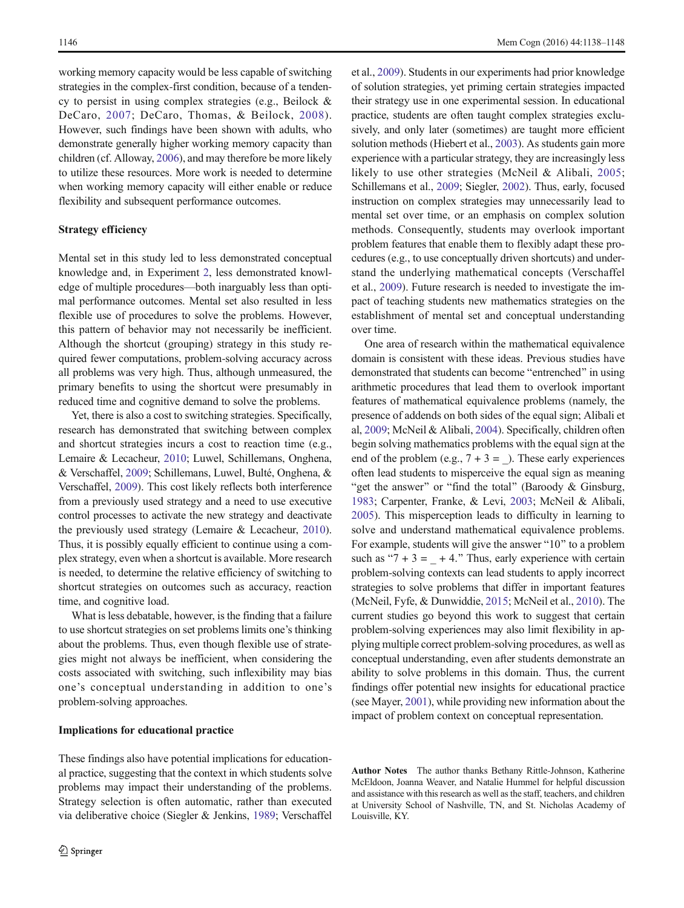working memory capacity would be less capable of switching strategies in the complex-first condition, because of a tendency to persist in using complex strategies (e.g., Beilock & DeCaro, 2007; DeCaro, Thomas, & Beilock, 2008). However, such findings have been shown with adults, who demonstrate generally higher working memory capacity than children (cf. Alloway, 2006), and may therefore be more likely to utilize these resources. More work is needed to determine when working memory capacity will either enable or reduce flexibility and subsequent performance outcomes.

### Strategy efficiency

Mental set in this study led to less demonstrated conceptual knowledge and, in Experiment 2, less demonstrated knowledge of multiple procedures—both inarguably less than optimal performance outcomes. Mental set also resulted in less flexible use of procedures to solve the problems. However, this pattern of behavior may not necessarily be inefficient. Although the shortcut (grouping) strategy in this study required fewer computations, problem-solving accuracy across all problems was very high. Thus, although unmeasured, the primary benefits to using the shortcut were presumably in reduced time and cognitive demand to solve the problems.

Yet, there is also a cost to switching strategies. Specifically, research has demonstrated that switching between complex and shortcut strategies incurs a cost to reaction time (e.g., Lemaire & Lecacheur, 2010; Luwel, Schillemans, Onghena, & Verschaffel, 2009; Schillemans, Luwel, Bulté, Onghena, & Verschaffel, 2009). This cost likely reflects both interference from a previously used strategy and a need to use executive control processes to activate the new strategy and deactivate the previously used strategy (Lemaire & Lecacheur, 2010). Thus, it is possibly equally efficient to continue using a complex strategy, even when a shortcut is available. More research is needed, to determine the relative efficiency of switching to shortcut strategies on outcomes such as accuracy, reaction time, and cognitive load.

What is less debatable, however, is the finding that a failure to use shortcut strategies on set problems limits one's thinking about the problems. Thus, even though flexible use of strategies might not always be inefficient, when considering the costs associated with switching, such inflexibility may bias one's conceptual understanding in addition to one's problem-solving approaches.

### Implications for educational practice

These findings also have potential implications for educational practice, suggesting that the context in which students solve problems may impact their understanding of the problems. Strategy selection is often automatic, rather than executed via deliberative choice (Siegler & Jenkins, 1989; Verschaffel et al., 2009). Students in our experiments had prior knowledge of solution strategies, yet priming certain strategies impacted their strategy use in one experimental session. In educational practice, students are often taught complex strategies exclusively, and only later (sometimes) are taught more efficient solution methods (Hiebert et al., 2003). As students gain more experience with a particular strategy, they are increasingly less likely to use other strategies (McNeil & Alibali, 2005; Schillemans et al., 2009; Siegler, 2002). Thus, early, focused instruction on complex strategies may unnecessarily lead to mental set over time, or an emphasis on complex solution methods. Consequently, students may overlook important problem features that enable them to flexibly adapt these procedures (e.g., to use conceptually driven shortcuts) and understand the underlying mathematical concepts (Verschaffel et al., 2009). Future research is needed to investigate the impact of teaching students new mathematics strategies on the establishment of mental set and conceptual understanding over time.

One area of research within the mathematical equivalence domain is consistent with these ideas. Previous studies have demonstrated that students can become "entrenched" in using arithmetic procedures that lead them to overlook important features of mathematical equivalence problems (namely, the presence of addends on both sides of the equal sign; Alibali et al, 2009; McNeil & Alibali, 2004). Specifically, children often begin solving mathematics problems with the equal sign at the end of the problem (e.g., 7 + 3 = _). These early experiences often lead students to misperceive the equal sign as meaning "get the answer" or "find the total" (Baroody & Ginsburg, 1983; Carpenter, Franke, & Levi, 2003; McNeil & Alibali, 2005). This misperception leads to difficulty in learning to solve and understand mathematical equivalence problems. For example, students will give the answer "10" to a problem such as "7 + 3 = _ + 4." Thus, early experience with certain problem-solving contexts can lead students to apply incorrect strategies to solve problems that differ in important features (McNeil, Fyfe, & Dunwiddie, 2015; McNeil et al., 2010). The current studies go beyond this work to suggest that certain problem-solving experiences may also limit flexibility in applying multiple correct problem-solving procedures, as well as conceptual understanding, even after students demonstrate an ability to solve problems in this domain. Thus, the current findings offer potential new insights for educational practice (see Mayer, 2001), while providing new information about the impact of problem context on conceptual representation.

**Author Notes** The author thanks Bethany Rittle-Johnson, Katherine McEldoon, Joanna Weaver, and Natalie Hummel for helpful discussion and assistance with this research as well as the staff, teachers, and children at University School of Nashville, TN, and St. Nicholas Academy of Louisville, KY.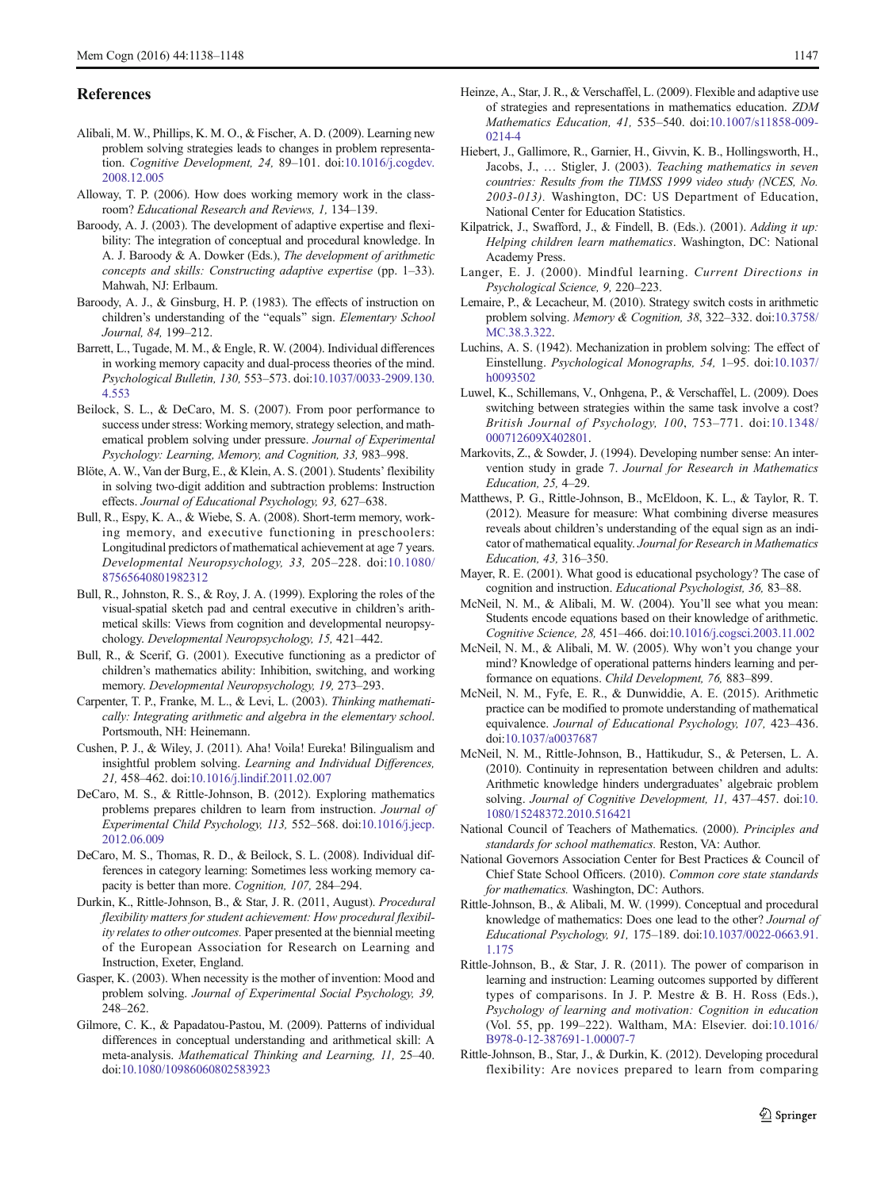## References

Alibali, M. W., Phillips, K. M. O., & Fischer, A. D. (2009). Learning new problem solving strategies leads to changes in problem representation. *Cognitive Development, 24,* 89–101. doi:10.1016/j.cogdev.2008.12.005

Alloway, T. P. (2006). How does working memory work in the classroom? *Educational Research and Reviews, 1,* 134–139.

Baroody, A. J. (2003). The development of adaptive expertise and flexibility: The integration of conceptual and procedural knowledge. In A. J. Baroody & A. Dowker (Eds.), *The development of arithmetic concepts and skills: Constructing adaptive expertise* (pp. 1–33). Mahwah, NJ: Erlbaum.

Baroody, A. J., & Ginsburg, H. P. (1983). The effects of instruction on children's understanding of the "equals" sign. *Elementary School Journal, 84,* 199–212.

Barrett, L., Tugade, M. M., & Engle, R. W. (2004). Individual differences in working memory capacity and dual-process theories of the mind. *Psychological Bulletin, 130,* 553–573. doi:10.1037/0033-2909.130.4.553

Beilock, S. L., & DeCaro, M. S. (2007). From poor performance to success under stress: Working memory, strategy selection, and mathematical problem solving under pressure. *Journal of Experimental Psychology: Learning, Memory, and Cognition, 33,* 983–998.

Blöte, A. W., Van der Burg, E., & Klein, A. S. (2001). Students' flexibility in solving two-digit addition and subtraction problems: Instruction effects. *Journal of Educational Psychology, 93,* 627–638.

Bull, R., Espy, K. A., & Wiebe, S. A. (2008). Short-term memory, working memory, and executive functioning in preschoolers: Longitudinal predictors of mathematical achievement at age 7 years. *Developmental Neuropsychology, 33,* 205–228. doi:10.1080/87565640801982312

Bull, R., Johnston, R. S., & Roy, J. A. (1999). Exploring the roles of the visual-spatial sketch pad and central executive in children's arithmetical skills: Views from cognition and developmental neuropsychology. *Developmental Neuropsychology, 15,* 421–442.

Bull, R., & Scerif, G. (2001). Executive functioning as a predictor of children's mathematics ability: Inhibition, switching, and working memory. *Developmental Neuropsychology, 19,* 273–293.

Carpenter, T. P., Franke, M. L., & Levi, L. (2003). *Thinking mathematically: Integrating arithmetic and algebra in the elementary school.* Portsmouth, NH: Heinemann.

Cushen, P. J., & Wiley, J. (2011). Aha! Voila! Eureka! Bilingualism and insightful problem solving. *Learning and Individual Differences, 21,* 458–462. doi:10.1016/j.lindif.2011.02.007

DeCaro, M. S., & Rittle-Johnson, B. (2012). Exploring mathematics problems prepares children to learn from instruction. *Journal of Experimental Child Psychology, 113,* 552–568. doi:10.1016/j.jecp.2012.06.009

DeCaro, M. S., Thomas, R. D., & Beilock, S. L. (2008). Individual differences in category learning: Sometimes less working memory capacity is better than more. *Cognition, 107,* 284–294.

Durkin, K., Rittle-Johnson, B., & Star, J. R. (2011, August). *Procedural flexibility matters for student achievement: How procedural flexibility relates to other outcomes.* Paper presented at the biennial meeting of the European Association for Research on Learning and Instruction, Exeter, England.

Gasper, K. (2003). When necessity is the mother of invention: Mood and problem solving. *Journal of Experimental Social Psychology, 39,* 248–262.

Gilmore, C. K., & Papadatou-Pastou, M. (2009). Patterns of individual differences in conceptual understanding and arithmetical skill: A meta-analysis. *Mathematical Thinking and Learning, 11,* 25–40. doi:10.1080/10986060802583923

Heinze, A., Star, J. R., & Verschaffel, L. (2009). Flexible and adaptive use of strategies and representations in mathematics education. *ZDM Mathematics Education, 41,* 535–540. doi:10.1007/s11858-009-0214-4

Hiebert, J., Gallimore, R., Garnier, H., Givvin, K. B., Hollingsworth, H., Jacobs, J., … Stigler, J. (2003). *Teaching mathematics in seven countries: Results from the TIMSS 1999 video study (NCES, No. 2003-013).* Washington, DC: US Department of Education, National Center for Education Statistics.

Kilpatrick, J., Swafford, J., & Findell, B. (Eds.). (2001). *Adding it up: Helping children learn mathematics*. Washington, DC: National Academy Press.

Langer, E. J. (2000). Mindful learning. *Current Directions in Psychological Science, 9,* 220–223.

Lemaire, P., & Lecacheur, M. (2010). Strategy switch costs in arithmetic problem solving. *Memory & Cognition, 38,* 322–332. doi:10.3758/MC.38.3.322.

Luchins, A. S. (1942). Mechanization in problem solving: The effect of Einstellung. *Psychological Monographs, 54,* 1–95. doi:10.1037/h0093502

Luwel, K., Schillemans, V., Onhgena, P., & Verschaffel, L. (2009). Does switching between strategies within the same task involve a cost? *British Journal of Psychology, 100*, 753–771. doi:10.1348/000712609X402801.

Markovits, Z., & Sowder, J. (1994). Developing number sense: An intervention study in grade 7. *Journal for Research in Mathematics Education, 25,* 4–29.

Matthews, P. G., Rittle-Johnson, B., McEldoon, K. L., & Taylor, R. T. (2012). Measure for measure: What combining diverse measures reveals about children's understanding of the equal sign as an indicator of mathematical equality. *Journal for Research in Mathematics Education, 43,* 316–350.

Mayer, R. E. (2001). What good is educational psychology? The case of cognition and instruction. *Educational Psychologist, 36,* 83–88.

McNeil, N. M., & Alibali, M. W. (2004). You'll see what you mean: Students encode equations based on their knowledge of arithmetic. *Cognitive Science, 28,* 451–466. doi:10.1016/j.cogsci.2003.11.002

McNeil, N. M., & Alibali, M. W. (2005). Why won't you change your mind? Knowledge of operational patterns hinders learning and performance on equations. *Child Development, 76,* 883–899.

McNeil, N. M., Fyfe, E. R., & Dunwiddie, A. E. (2015). Arithmetic practice can be modified to promote understanding of mathematical equivalence. *Journal of Educational Psychology, 107,* 423–436. doi:10.1037/a0037687

McNeil, N. M., Rittle-Johnson, B., Hattikudur, S., & Petersen, L. A. (2010). Continuity in representation between children and adults: Arithmetic knowledge hinders undergraduates' algebraic problem solving. *Journal of Cognitive Development, 11,* 437–457. doi:10.1080/15248372.2010.516421

National Council of Teachers of Mathematics. (2000). *Principles and standards for school mathematics.* Reston, VA: Author.

National Governors Association Center for Best Practices & Council of Chief State School Officers. (2010). *Common core state standards for mathematics.* Washington, DC: Authors.

Rittle-Johnson, B., & Alibali, M. W. (1999). Conceptual and procedural knowledge of mathematics: Does one lead to the other? *Journal of Educational Psychology, 91,* 175–189. doi:10.1037/0022-0663.91.1.175

Rittle-Johnson, B., & Star, J. R. (2011). The power of comparison in learning and instruction: Learning outcomes supported by different types of comparisons. In J. P. Mestre & B. H. Ross (Eds.), *Psychology of learning and motivation: Cognition in education* (Vol. 55, pp. 199–222). Waltham, MA: Elsevier. doi:10.1016/B978-0-12-387691-1.00007-7

Rittle-Johnson, B., Star, J., & Durkin, K. (2012). Developing procedural flexibility: Are novices prepared to learn from comparing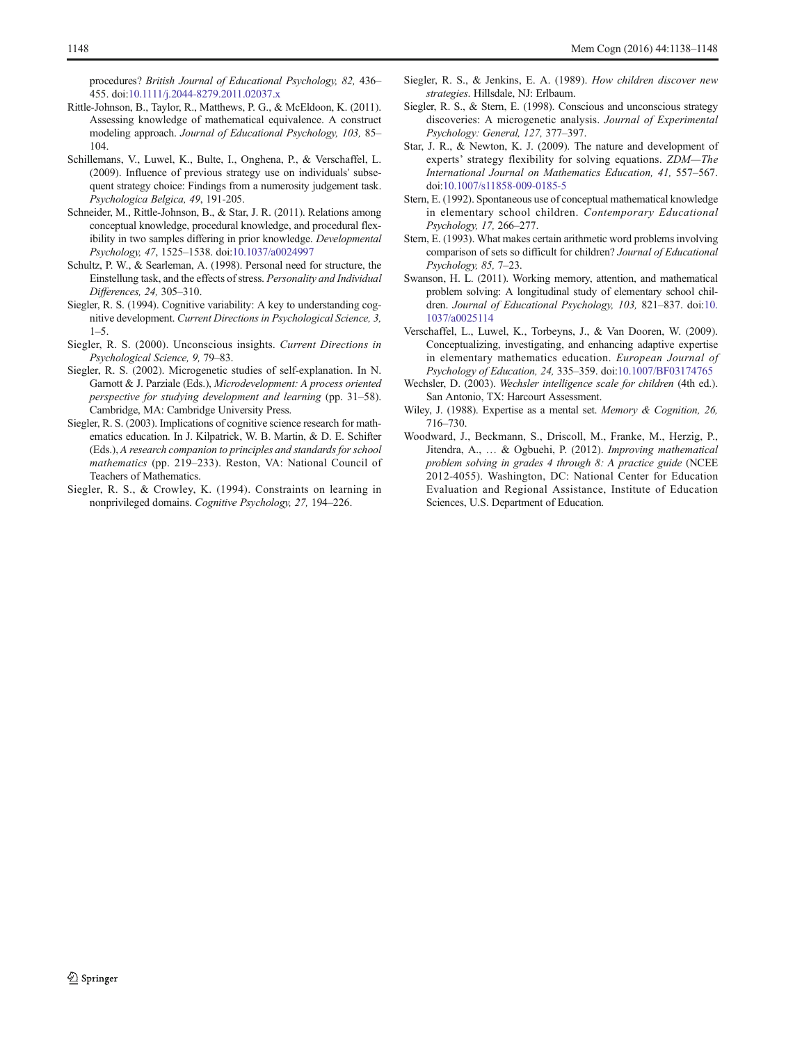procedures? *British Journal of Educational Psychology, 82,* 436–455. doi:10.1111/j.2044-8279.2011.02037.x

Rittle-Johnson, B., Taylor, R., Matthews, P. G., & McEldoon, K. (2011). Assessing knowledge of mathematical equivalence. A construct modeling approach. *Journal of Educational Psychology, 103,* 85–104.

Schillemans, V., Luwel, K., Bulte, I., Onghena, P., & Verschaffel, L. (2009). Influence of previous strategy use on individuals' subsequent strategy choice: Findings from a numerosity judgement task. *Psychologica Belgica, 49*, 191-205.

Schneider, M., Rittle-Johnson, B., & Star, J. R. (2011). Relations among conceptual knowledge, procedural knowledge, and procedural flexibility in two samples differing in prior knowledge. *Developmental Psychology, 47*, 1525–1538. doi:10.1037/a0024997

Schultz, P. W., & Searleman, A. (1998). Personal need for structure, the Einstellung task, and the effects of stress. *Personality and Individual Differences, 24,* 305–310.

Siegler, R. S. (1994). Cognitive variability: A key to understanding cognitive development. *Current Directions in Psychological Science, 3,* 1–5.

Siegler, R. S. (2000). Unconscious insights. *Current Directions in Psychological Science, 9,* 79–83.

Siegler, R. S. (2002). Microgenetic studies of self-explanation. In N. Garnott & J. Parziale (Eds.), *Microdevelopment: A process oriented perspective for studying development and learning* (pp. 31–58). Cambridge, MA: Cambridge University Press.

Siegler, R. S. (2003). Implications of cognitive science research for mathematics education. In J. Kilpatrick, W. B. Martin, & D. E. Schifter (Eds.), *A research companion to principles and standards for school mathematics* (pp. 219–233). Reston, VA: National Council of Teachers of Mathematics.

Siegler, R. S., & Crowley, K. (1994). Constraints on learning in nonprivileged domains. *Cognitive Psychology, 27,* 194–226.

Siegler, R. S., & Jenkins, E. A. (1989). *How children discover new strategies*. Hillsdale, NJ: Erlbaum.

Siegler, R. S., & Stern, E. (1998). Conscious and unconscious strategy discoveries: A microgenetic analysis. *Journal of Experimental Psychology: General, 127,* 377–397.

Star, J. R., & Newton, K. J. (2009). The nature and development of experts' strategy flexibility for solving equations. *ZDM—The International Journal on Mathematics Education, 41,* 557–567. doi:10.1007/s11858-009-0185-5

Stern, E. (1992). Spontaneous use of conceptual mathematical knowledge in elementary school children. *Contemporary Educational Psychology, 17,* 266–277.

Stern, E. (1993). What makes certain arithmetic word problems involving comparison of sets so difficult for children? *Journal of Educational Psychology, 85,* 7–23.

Swanson, H. L. (2011). Working memory, attention, and mathematical problem solving: A longitudinal study of elementary school children. *Journal of Educational Psychology, 103,* 821–837. doi:10.1037/a0025114

Verschaffel, L., Luwel, K., Torbeyns, J., & Van Dooren, W. (2009). Conceptualizing, investigating, and enhancing adaptive expertise in elementary mathematics education. *European Journal of Psychology of Education, 24,* 335–359. doi:10.1007/BF03174765

Wechsler, D. (2003). *Wechsler intelligence scale for children* (4th ed.). San Antonio, TX: Harcourt Assessment.

Wiley, J. (1988). Expertise as a mental set. *Memory & Cognition, 26,* 716–730.

Woodward, J., Beckmann, S., Driscoll, M., Franke, M., Herzig, P., Jitendra, A., … & Ogbuehi, P. (2012). *Improving mathematical problem solving in grades 4 through 8: A practice guide* (NCEE 2012-4055). Washington, DC: National Center for Education Evaluation and Regional Assistance, Institute of Education Sciences, U.S. Department of Education.